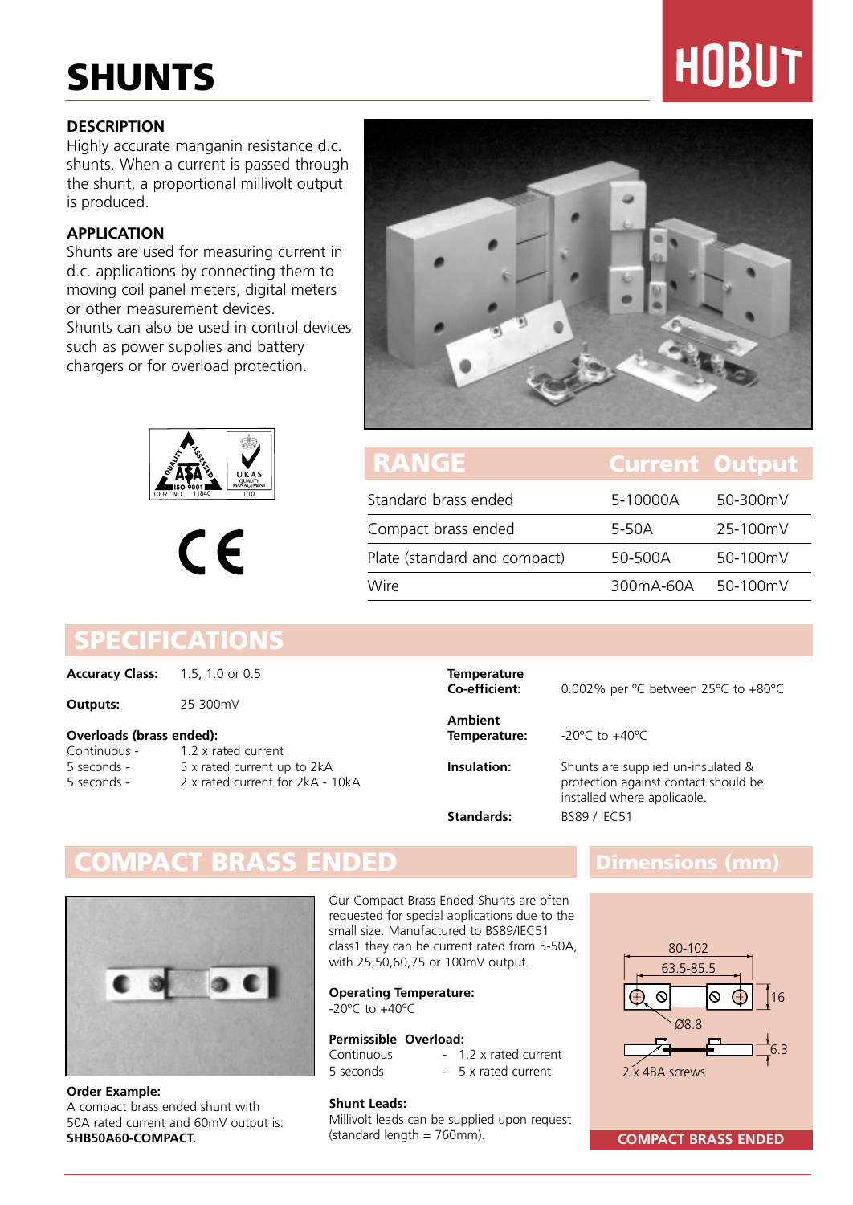# SHUNTS

HOBUT

## DESCRIPTION

Highly accurate manganin resistance d.c. shunts. When a current is passed through the shunt, a proportional millivolt output is produced.

## APPLICATION

Shunts are used for measuring current in d.c. applications by connecting them to moving coil panel meters, digital meters or other measurement devices.
Shunts can also be used in control devices such as power supplies and battery chargers or for overload protection.

| RANGE | Current | Output |
|---|---|---|
| Standard brass ended | 5-10000A | 50-300mV |
| Compact brass ended | 5-50A | 25-100mV |
| Plate (standard and compact) | 50-500A | 50-100mV |
| Wire | 300mA-60A | 50-100mV |

## SPECIFICATIONS

**Accuracy Class:** 1.5, 1.0 or 0.5

**Outputs:** 25-300mV

**Overloads (brass ended):**

| | |
|---|---|
| Continuous - | 1.2 x rated current |
| 5 seconds - | 5 x rated current up to 2kA |
| 5 seconds - | 2 x rated current for 2kA - 10kA |

**Temperature Co-efficient:** 0.002% per ºC between 25ºC to +80ºC

**Ambient Temperature:** -20ºC to +40ºC

**Insulation:** Shunts are supplied un-insulated & protection against contact should be installed where applicable.

**Standards:** BS89 / IEC51

## COMPACT BRASS ENDED

Our Compact Brass Ended Shunts are often requested for special applications due to the small size. Manufactured to BS89/IEC51 class1 they can be current rated from 5-50A, with 25,50,60,75 or 100mV output.

**Operating Temperature:**
-20ºC to +40ºC

**Permissible Overload:**

| | |
|---|---|
| Continuous | - 1.2 x rated current |
| 5 seconds | - 5 x rated current |

**Shunt Leads:**
Millivolt leads can be supplied upon request (standard length = 760mm).

**Order Example:**
A compact brass ended shunt with 50A rated current and 60mV output is:
**SHB50A60-COMPACT.**

### Dimensions (mm)

80-102
63.5-85.5
16
Ø8.8
6.3
2 x 4BA screws

COMPACT BRASS ENDED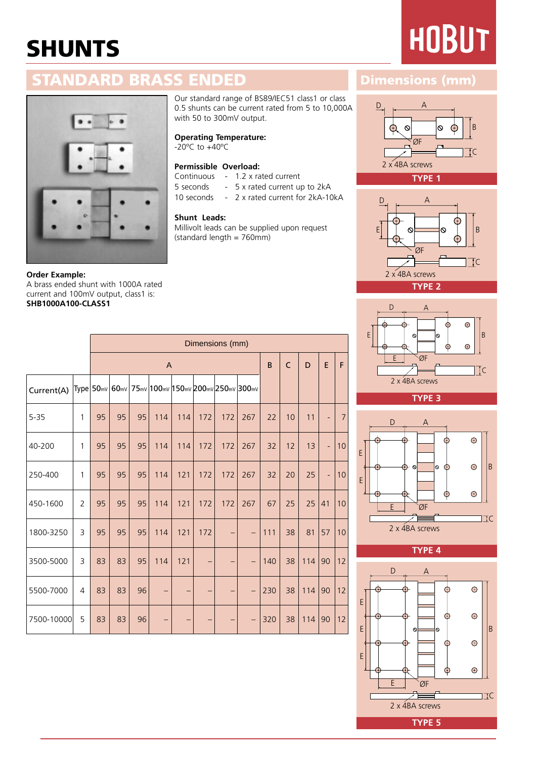# SHUNTS

HOBUT

## STANDARD BRASS ENDED

Our standard range of BS89/IEC51 class1 or class 0.5 shunts can be current rated from 5 to 10,000A with 50 to 300mV output.

**Operating Temperature:**
-20ºC to +40ºC

**Permissible Overload:**
Continuous - 1.2 x rated current
5 seconds - 5 x rated current up to 2kA
10 seconds - 2 x rated current for 2kA-10kA

**Shunt Leads:**
Millivolt leads can be supplied upon request (standard length = 760mm)

**Order Example:**
A brass ended shunt with 1000A rated current and 100mV output, class1 is:
**SHB1000A100-CLASS1**

| | | Dimensions (mm) | | | | | | | | | | | | |
|---|---|---|---|---|---|---|---|---|---|---|---|---|---|---|
| | | A | | | | | | | | B | C | D | E | F |
| Current(A) | Type | 50mV | 60mV | 75mV | 100mV | 150mV | 200mV | 250mV | 300mV | | | | | |
| 5-35 | 1 | 95 | 95 | 95 | 114 | 114 | 172 | 172 | 267 | 22 | 10 | 11 | - | 7 |
| 40-200 | 1 | 95 | 95 | 95 | 114 | 114 | 172 | 172 | 267 | 32 | 12 | 13 | - | 10 |
| 250-400 | 1 | 95 | 95 | 95 | 114 | 121 | 172 | 172 | 267 | 32 | 20 | 25 | - | 10 |
| 450-1600 | 2 | 95 | 95 | 95 | 114 | 121 | 172 | 172 | 267 | 67 | 25 | 25 | 41 | 10 |
| 1800-3250 | 3 | 95 | 95 | 95 | 114 | 121 | 172 | – | – | 111 | 38 | 81 | 57 | 10 |
| 3500-5000 | 3 | 83 | 83 | 95 | 114 | 121 | – | – | – | 140 | 38 | 114 | 90 | 12 |
| 5500-7000 | 4 | 83 | 83 | 96 | – | – | – | – | – | 230 | 38 | 114 | 90 | 12 |
| 7500-10000 | 5 | 83 | 83 | 96 | – | – | – | – | – | 320 | 38 | 114 | 90 | 12 |

## Dimensions (mm)

2 x 4BA screws
TYPE 1

2 x 4BA screws
TYPE 2

2 x 4BA screws
TYPE 3

2 x 4BA screws
TYPE 4

2 x 4BA screws
TYPE 5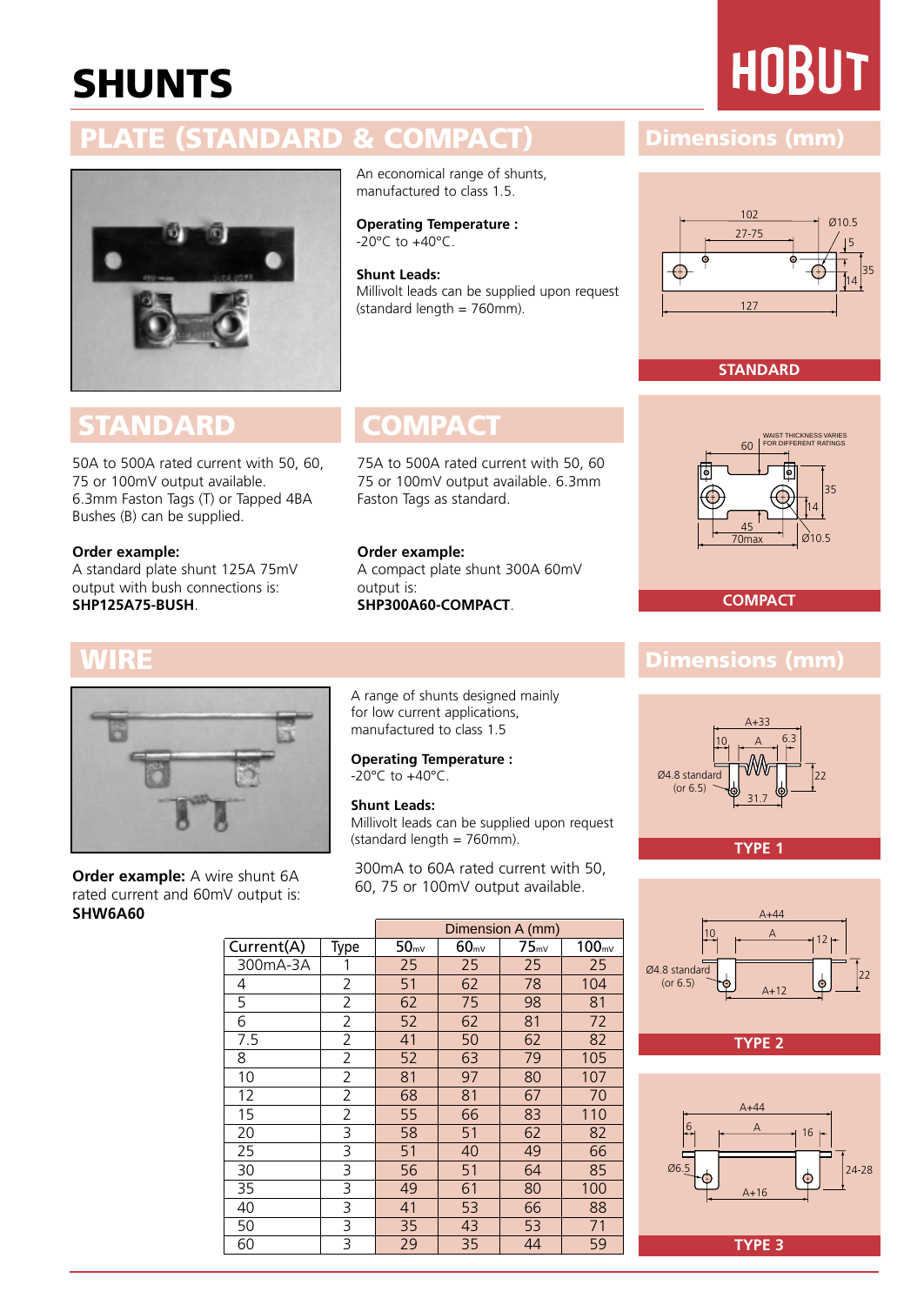# SHUNTS

HOBUT

## PLATE (STANDARD & COMPACT)

An economical range of shunts, manufactured to class 1.5.

**Operating Temperature :**
-20°C to +40°C.

**Shunt Leads:**
Millivolt leads can be supplied upon request (standard length = 760mm).

## Dimensions (mm)

102
27-75
Ø10.5
5
35
14
127

STANDARD

## STANDARD

50A to 500A rated current with 50, 60, 75 or 100mV output available. 6.3mm Faston Tags (T) or Tapped 4BA Bushes (B) can be supplied.

**Order example:**
A standard plate shunt 125A 75mV output with bush connections is:
**SHP125A75-BUSH**.

## COMPACT

75A to 500A rated current with 50, 60 75 or 100mV output available. 6.3mm Faston Tags as standard.

**Order example:**
A compact plate shunt 300A 60mV output is:
**SHP300A60-COMPACT**.

60
WAIST THICKNESS VARIES FOR DIFFERENT RATINGS
35
14
45
70max
Ø10.5

COMPACT

## WIRE

A range of shunts designed mainly for low current applications, manufactured to class 1.5

**Operating Temperature :**
-20°C to +40°C.

**Shunt Leads:**
Millivolt leads can be supplied upon request (standard length = 760mm).

300mA to 60A rated current with 50, 60, 75 or 100mV output available.

**Order example:** A wire shunt 6A rated current and 60mV output is:
**SHW6A60**

| Current(A) | Type | Dimension A (mm) | | | |
|---|---|---|---|---|---|
| | | 50mV | 60mV | 75mV | 100mV |
| 300mA-3A | 1 | 25 | 25 | 25 | 25 |
| 4 | 2 | 51 | 62 | 78 | 104 |
| 5 | 2 | 62 | 75 | 98 | 81 |
| 6 | 2 | 52 | 62 | 81 | 72 |
| 7.5 | 2 | 41 | 50 | 62 | 82 |
| 8 | 2 | 52 | 63 | 79 | 105 |
| 10 | 2 | 81 | 97 | 80 | 107 |
| 12 | 2 | 68 | 81 | 67 | 70 |
| 15 | 2 | 55 | 66 | 83 | 110 |
| 20 | 3 | 58 | 51 | 62 | 82 |
| 25 | 3 | 51 | 40 | 49 | 66 |
| 30 | 3 | 56 | 51 | 64 | 85 |
| 35 | 3 | 49 | 61 | 80 | 100 |
| 40 | 3 | 41 | 53 | 66 | 88 |
| 50 | 3 | 35 | 43 | 53 | 71 |
| 60 | 3 | 29 | 35 | 44 | 59 |

## Dimensions (mm)

A+33
10
A
6.3
Ø4.8 standard (or 6.5)
22
31.7

TYPE 1

A+44
10
A
12
Ø4.8 standard (or 6.5)
22
A+12

TYPE 2

A+44
6
A
16
Ø6.5
24-28
A+16

TYPE 3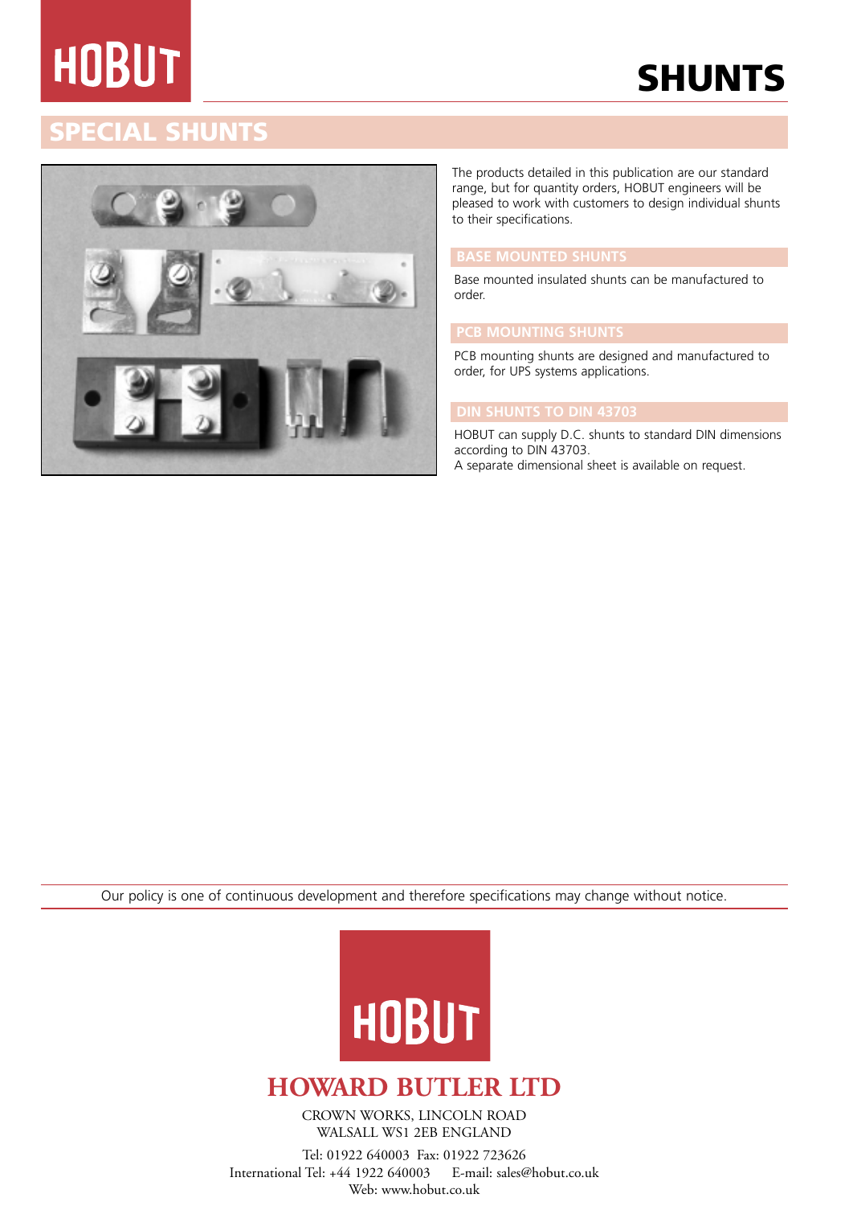# SHUNTS

## SPECIAL SHUNTS

The products detailed in this publication are our standard range, but for quantity orders, HOBUT engineers will be pleased to work with customers to design individual shunts to their specifications.

### BASE MOUNTED SHUNTS

Base mounted insulated shunts can be manufactured to order.

### PCB MOUNTING SHUNTS

PCB mounting shunts are designed and manufactured to order, for UPS systems applications.

### DIN SHUNTS TO DIN 43703

HOBUT can supply D.C. shunts to standard DIN dimensions according to DIN 43703.
A separate dimensional sheet is available on request.

Our policy is one of continuous development and therefore specifications may change without notice.

HOBUT

**HOWARD BUTLER LTD**

CROWN WORKS, LINCOLN ROAD
WALSALL WS1 2EB ENGLAND

Tel: 01922 640003 Fax: 01922 723626
International Tel: +44 1922 640003 E-mail: sales@hobut.co.uk
Web: www.hobut.co.uk